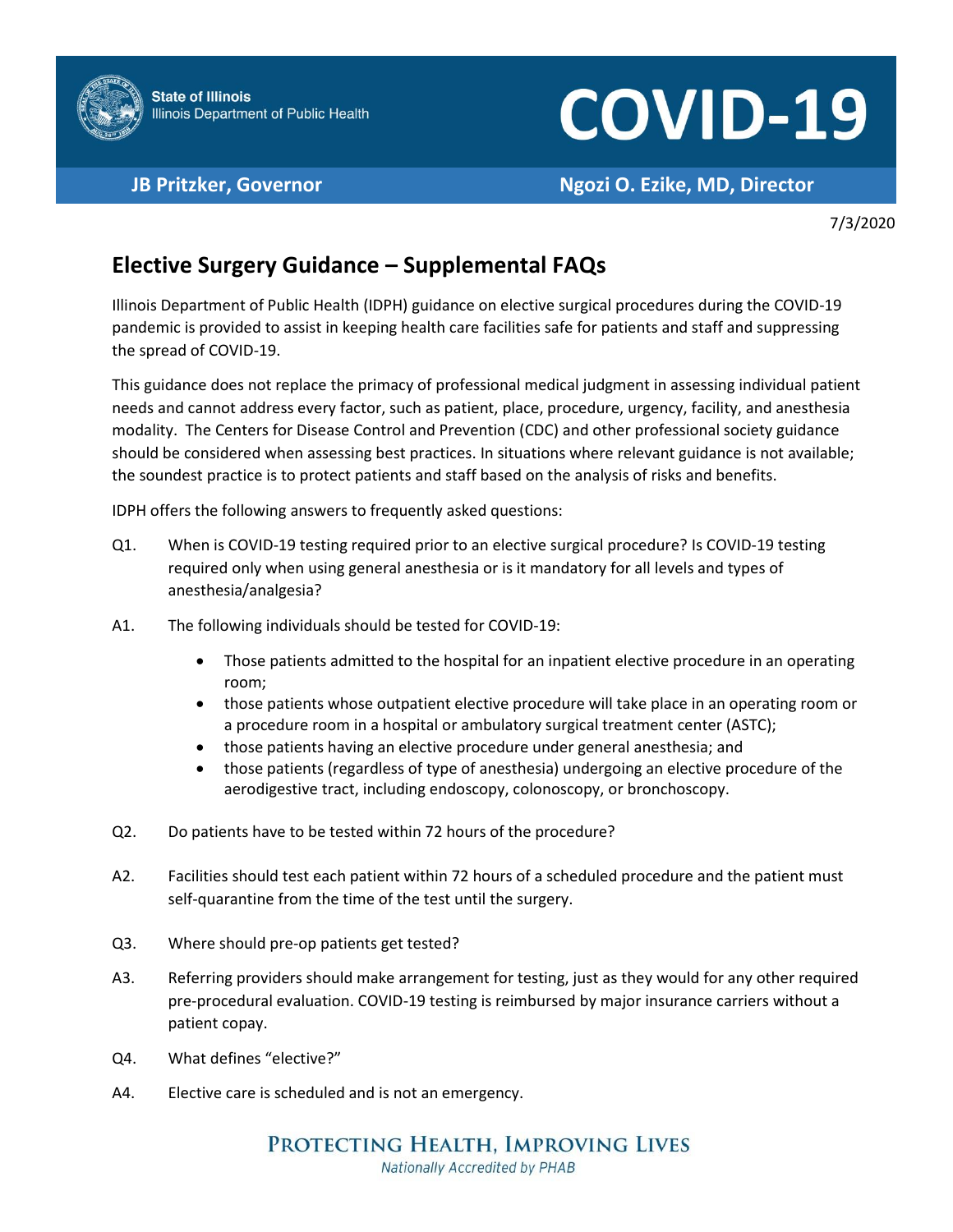State of Illinois
Illinois Department of Public Health

# COVID-19

**JB Pritzker, Governor** **Ngozi O. Ezike, MD, Director**

7/3/2020

## Elective Surgery Guidance – Supplemental FAQs

Illinois Department of Public Health (IDPH) guidance on elective surgical procedures during the COVID-19 pandemic is provided to assist in keeping health care facilities safe for patients and staff and suppressing the spread of COVID-19.

This guidance does not replace the primacy of professional medical judgment in assessing individual patient needs and cannot address every factor, such as patient, place, procedure, urgency, facility, and anesthesia modality. The Centers for Disease Control and Prevention (CDC) and other professional society guidance should be considered when assessing best practices. In situations where relevant guidance is not available; the soundest practice is to protect patients and staff based on the analysis of risks and benefits.

IDPH offers the following answers to frequently asked questions:

Q1. When is COVID-19 testing required prior to an elective surgical procedure? Is COVID-19 testing required only when using general anesthesia or is it mandatory for all levels and types of anesthesia/analgesia?

A1. The following individuals should be tested for COVID-19:

- Those patients admitted to the hospital for an inpatient elective procedure in an operating room;
- those patients whose outpatient elective procedure will take place in an operating room or a procedure room in a hospital or ambulatory surgical treatment center (ASTC);
- those patients having an elective procedure under general anesthesia; and
- those patients (regardless of type of anesthesia) undergoing an elective procedure of the aerodigestive tract, including endoscopy, colonoscopy, or bronchoscopy.

Q2. Do patients have to be tested within 72 hours of the procedure?

A2. Facilities should test each patient within 72 hours of a scheduled procedure and the patient must self-quarantine from the time of the test until the surgery.

Q3. Where should pre-op patients get tested?

A3. Referring providers should make arrangement for testing, just as they would for any other required pre-procedural evaluation. COVID-19 testing is reimbursed by major insurance carriers without a patient copay.

Q4. What defines "elective?"

A4. Elective care is scheduled and is not an emergency.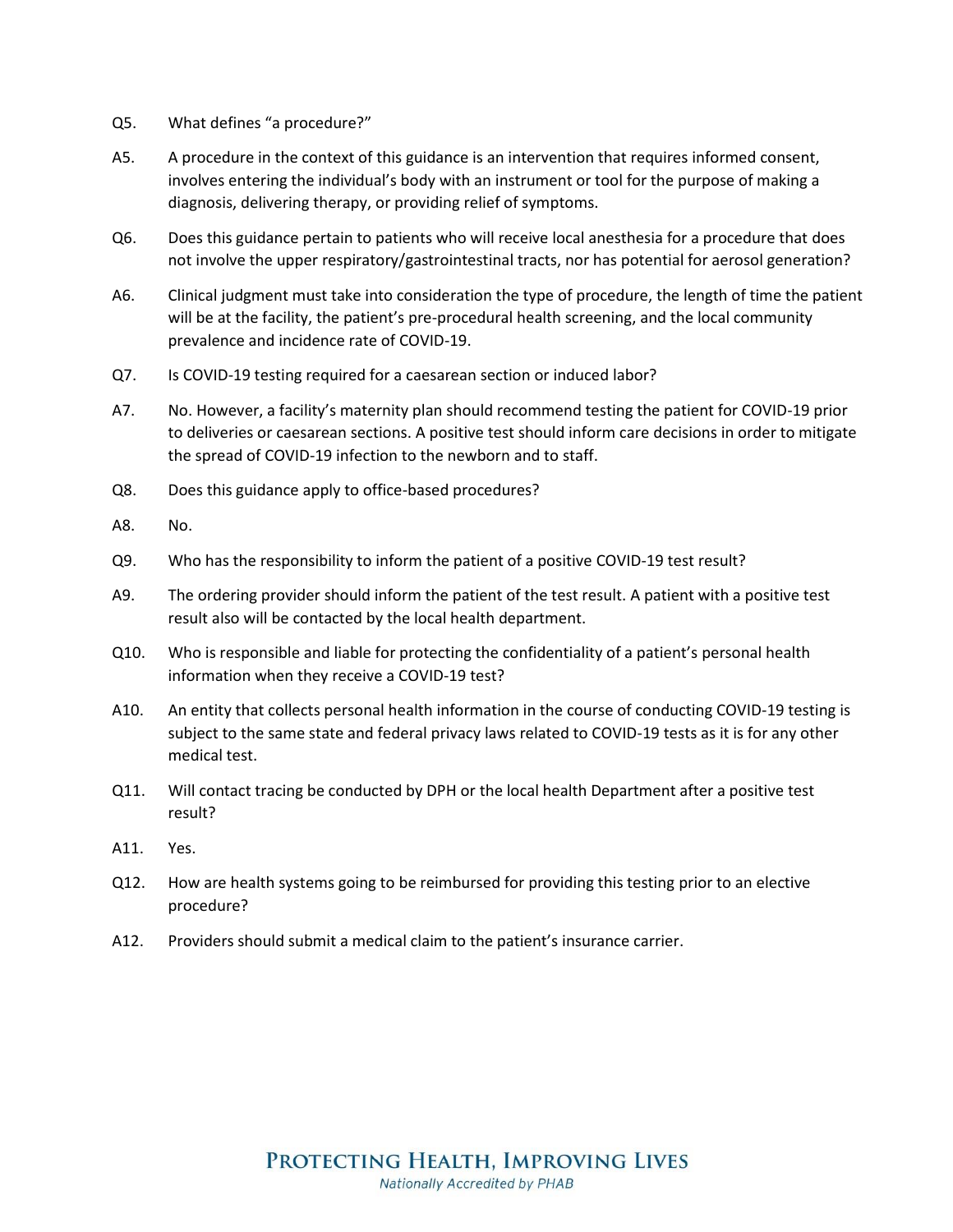Q5. What defines "a procedure?"

A5. A procedure in the context of this guidance is an intervention that requires informed consent, involves entering the individual's body with an instrument or tool for the purpose of making a diagnosis, delivering therapy, or providing relief of symptoms.

Q6. Does this guidance pertain to patients who will receive local anesthesia for a procedure that does not involve the upper respiratory/gastrointestinal tracts, nor has potential for aerosol generation?

A6. Clinical judgment must take into consideration the type of procedure, the length of time the patient will be at the facility, the patient's pre-procedural health screening, and the local community prevalence and incidence rate of COVID-19.

Q7. Is COVID-19 testing required for a caesarean section or induced labor?

A7. No. However, a facility's maternity plan should recommend testing the patient for COVID-19 prior to deliveries or caesarean sections. A positive test should inform care decisions in order to mitigate the spread of COVID-19 infection to the newborn and to staff.

Q8. Does this guidance apply to office-based procedures?

A8. No.

Q9. Who has the responsibility to inform the patient of a positive COVID-19 test result?

A9. The ordering provider should inform the patient of the test result. A patient with a positive test result also will be contacted by the local health department.

Q10. Who is responsible and liable for protecting the confidentiality of a patient's personal health information when they receive a COVID-19 test?

A10. An entity that collects personal health information in the course of conducting COVID-19 testing is subject to the same state and federal privacy laws related to COVID-19 tests as it is for any other medical test.

Q11. Will contact tracing be conducted by DPH or the local health Department after a positive test result?

A11. Yes.

Q12. How are health systems going to be reimbursed for providing this testing prior to an elective procedure?

A12. Providers should submit a medical claim to the patient's insurance carrier.